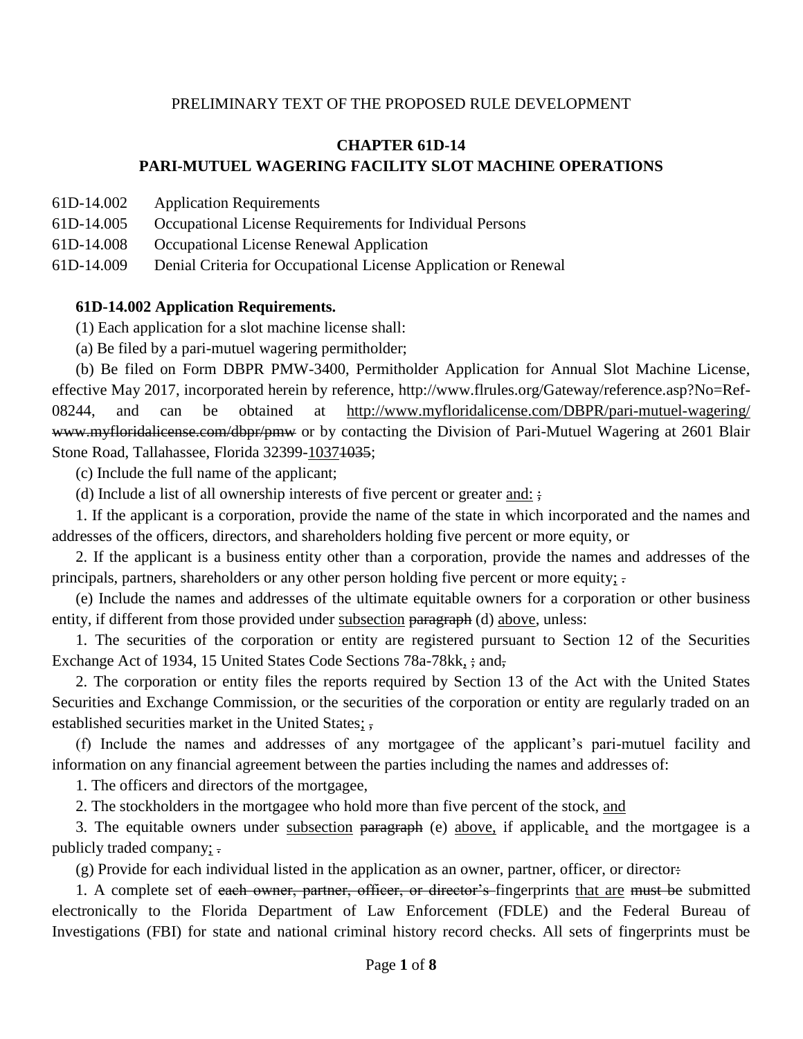PRELIMINARY TEXT OF THE PROPOSED RULE DEVELOPMENT

# CHAPTER 61D-14
# PARI-MUTUEL WAGERING FACILITY SLOT MACHINE OPERATIONS

61D-14.002 Application Requirements
61D-14.005 Occupational License Requirements for Individual Persons
61D-14.008 Occupational License Renewal Application
61D-14.009 Denial Criteria for Occupational License Application or Renewal

**61D-14.002 Application Requirements.**

(1) Each application for a slot machine license shall:

(a) Be filed by a pari-mutuel wagering permitholder;

(b) Be filed on Form DBPR PMW-3400, Permitholder Application for Annual Slot Machine License, effective May 2017, incorporated herein by reference, http://www.flrules.org/Gateway/reference.asp?No=Ref-08244, and can be obtained at <u>http://www.myfloridalicense.com/DBPR/pari-mutuel-wagering/</u> ~~www.myfloridalicense.com/dbpr/pmw~~ or by contacting the Division of Pari-Mutuel Wagering at 2601 Blair Stone Road, Tallahassee, Florida 32399-<u>1037</u>~~1035~~;

(c) Include the full name of the applicant;

(d) Include a list of all ownership interests of five percent or greater <u>and:</u> ~~;~~

1. If the applicant is a corporation, provide the name of the state in which incorporated and the names and addresses of the officers, directors, and shareholders holding five percent or more equity, or

2. If the applicant is a business entity other than a corporation, provide the names and addresses of the principals, partners, shareholders or any other person holding five percent or more equity<u>;</u> ~~.~~

(e) Include the names and addresses of the ultimate equitable owners for a corporation or other business entity, if different from those provided under <u>subsection</u> ~~paragraph~~ (d) <u>above</u>, unless:

1. The securities of the corporation or entity are registered pursuant to Section 12 of the Securities Exchange Act of 1934, 15 United States Code Sections 78a-78kk<u>,</u> ~~;~~ and~~,~~

2. The corporation or entity files the reports required by Section 13 of the Act with the United States Securities and Exchange Commission, or the securities of the corporation or entity are regularly traded on an established securities market in the United States<u>;</u> ~~,~~

(f) Include the names and addresses of any mortgagee of the applicant's pari-mutuel facility and information on any financial agreement between the parties including the names and addresses of:

1. The officers and directors of the mortgagee,

2. The stockholders in the mortgagee who hold more than five percent of the stock, <u>and</u>

3. The equitable owners under <u>subsection</u> ~~paragraph~~ (e) <u>above,</u> if applicable<u>,</u> and the mortgagee is a publicly traded company<u>;</u> ~~.~~

(g) Provide for each individual listed in the application as an owner, partner, officer, or director~~:~~

1. A complete set of ~~each owner, partner, officer, or director's~~ fingerprints <u>that are</u> ~~must be~~ submitted electronically to the Florida Department of Law Enforcement (FDLE) and the Federal Bureau of Investigations (FBI) for state and national criminal history record checks. All sets of fingerprints must be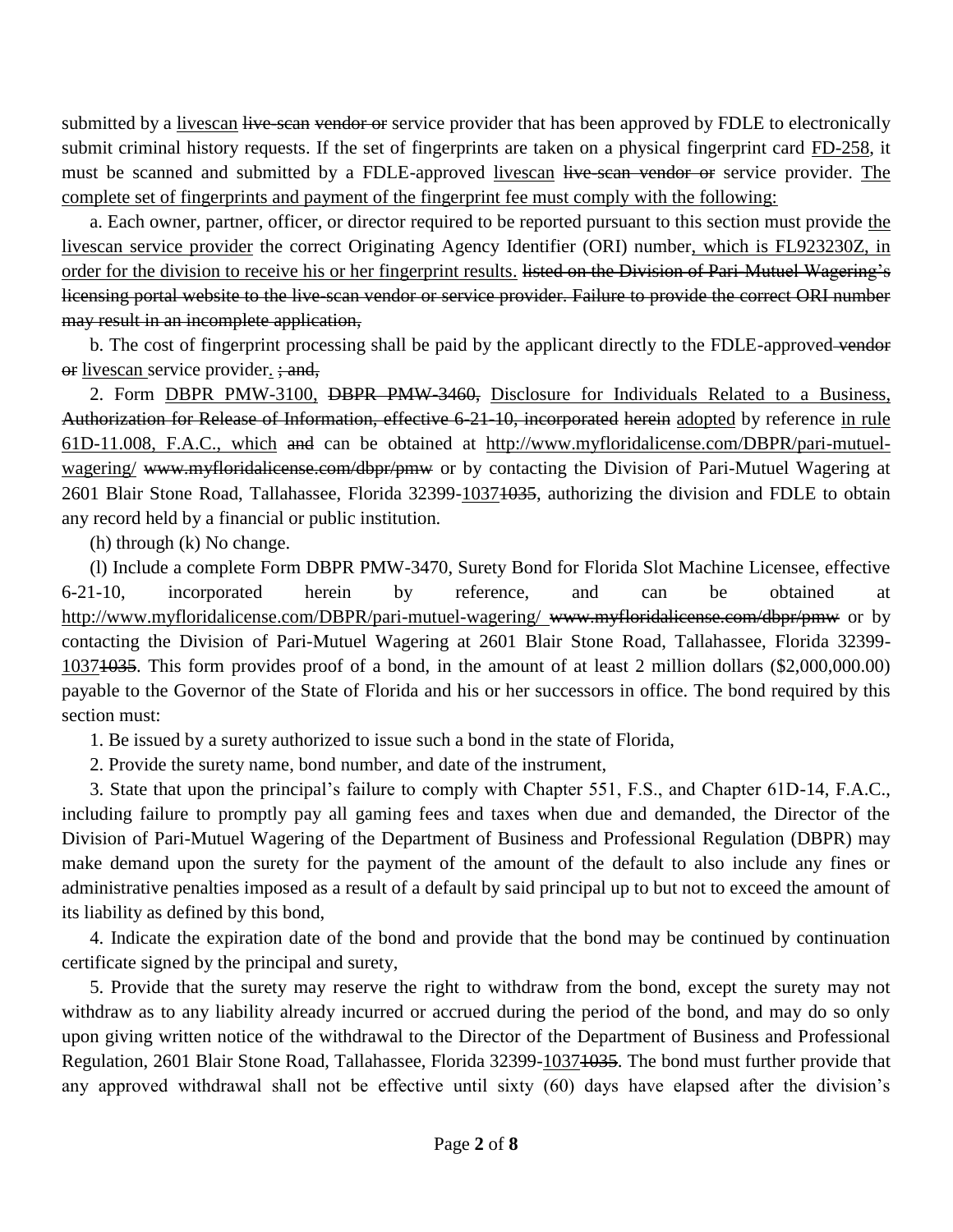submitted by a livescan ~~live-scan vendor or~~ service provider that has been approved by FDLE to electronically submit criminal history requests. If the set of fingerprints are taken on a physical fingerprint card FD-258, it must be scanned and submitted by a FDLE-approved livescan ~~live-scan vendor or~~ service provider. The complete set of fingerprints and payment of the fingerprint fee must comply with the following:

a. Each owner, partner, officer, or director required to be reported pursuant to this section must provide the livescan service provider the correct Originating Agency Identifier (ORI) number, which is FL923230Z, in order for the division to receive his or her fingerprint results. ~~listed on the Division of Pari-Mutuel Wagering's licensing portal website to the live-scan vendor or service provider. Failure to provide the correct ORI number may result in an incomplete application,~~

b. The cost of fingerprint processing shall be paid by the applicant directly to the FDLE-approved ~~vendor or~~ livescan service provider. ~~; and,~~

2. Form DBPR PMW-3100, ~~DBPR PMW-3460,~~ Disclosure for Individuals Related to a Business, ~~Authorization for Release of Information, effective 6-21-10, incorporated~~ ~~herein~~ adopted by reference in rule 61D-11.008, F.A.C., which ~~and~~ can be obtained at http://www.myfloridalicense.com/DBPR/pari-mutuel-wagering/ ~~www.myfloridalicense.com/dbpr/pmw~~ or by contacting the Division of Pari-Mutuel Wagering at 2601 Blair Stone Road, Tallahassee, Florida 32399-1037~~1035~~, authorizing the division and FDLE to obtain any record held by a financial or public institution.

(h) through (k) No change.

(l) Include a complete Form DBPR PMW-3470, Surety Bond for Florida Slot Machine Licensee, effective 6-21-10, incorporated herein by reference, and can be obtained at http://www.myfloridalicense.com/DBPR/pari-mutuel-wagering/ ~~www.myfloridalicense.com/dbpr/pmw~~ or by contacting the Division of Pari-Mutuel Wagering at 2601 Blair Stone Road, Tallahassee, Florida 32399-1037~~1035~~. This form provides proof of a bond, in the amount of at least 2 million dollars ($2,000,000.00) payable to the Governor of the State of Florida and his or her successors in office. The bond required by this section must:

1. Be issued by a surety authorized to issue such a bond in the state of Florida,

2. Provide the surety name, bond number, and date of the instrument,

3. State that upon the principal's failure to comply with Chapter 551, F.S., and Chapter 61D-14, F.A.C., including failure to promptly pay all gaming fees and taxes when due and demanded, the Director of the Division of Pari-Mutuel Wagering of the Department of Business and Professional Regulation (DBPR) may make demand upon the surety for the payment of the amount of the default to also include any fines or administrative penalties imposed as a result of a default by said principal up to but not to exceed the amount of its liability as defined by this bond,

4. Indicate the expiration date of the bond and provide that the bond may be continued by continuation certificate signed by the principal and surety,

5. Provide that the surety may reserve the right to withdraw from the bond, except the surety may not withdraw as to any liability already incurred or accrued during the period of the bond, and may do so only upon giving written notice of the withdrawal to the Director of the Department of Business and Professional Regulation, 2601 Blair Stone Road, Tallahassee, Florida 32399-1037~~1035~~. The bond must further provide that any approved withdrawal shall not be effective until sixty (60) days have elapsed after the division's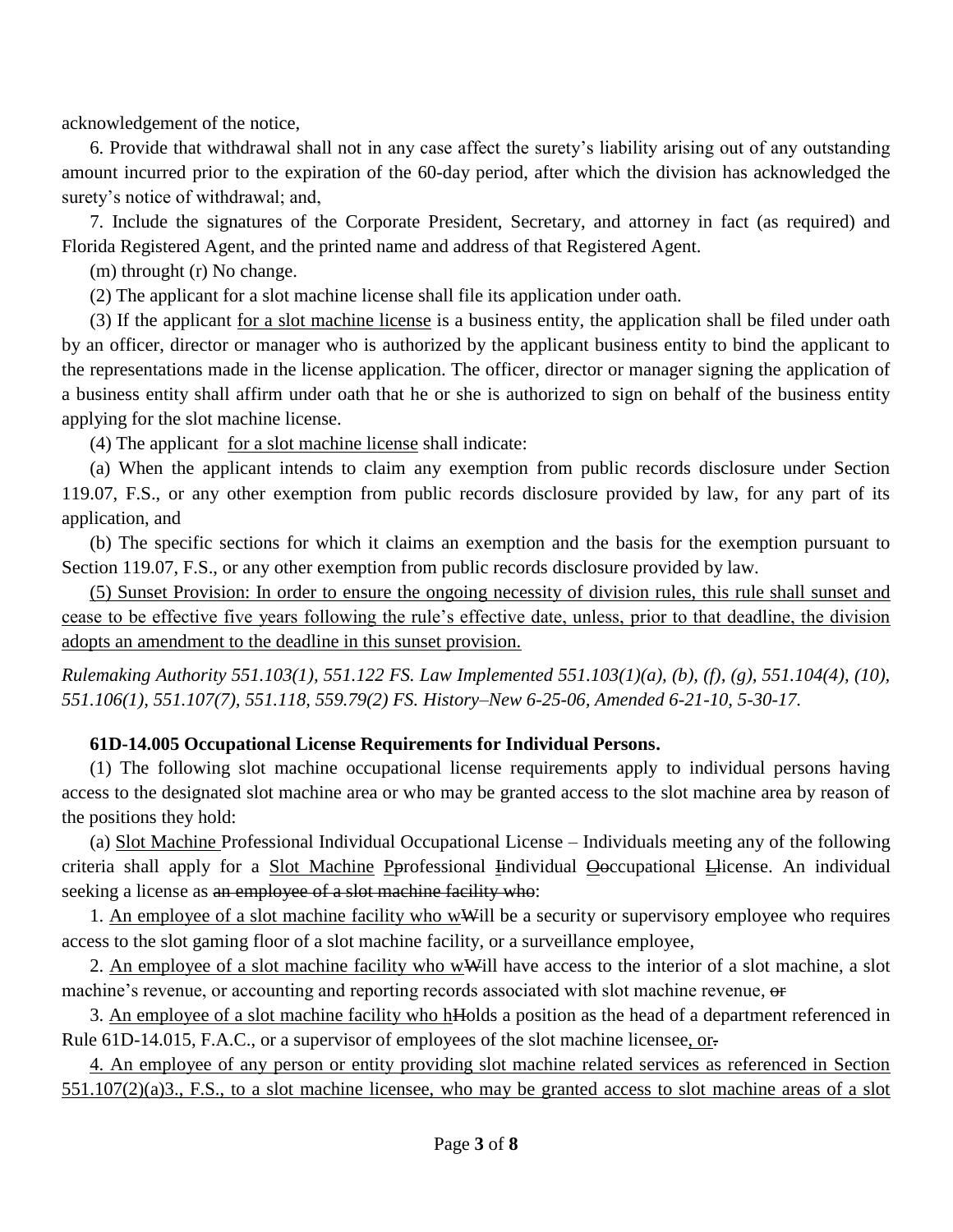acknowledgement of the notice,

6. Provide that withdrawal shall not in any case affect the surety's liability arising out of any outstanding amount incurred prior to the expiration of the 60-day period, after which the division has acknowledged the surety's notice of withdrawal; and,

7. Include the signatures of the Corporate President, Secretary, and attorney in fact (as required) and Florida Registered Agent, and the printed name and address of that Registered Agent.

(m) throught (r) No change.

(2) The applicant for a slot machine license shall file its application under oath.

(3) If the applicant <u>for a slot machine license</u> is a business entity, the application shall be filed under oath by an officer, director or manager who is authorized by the applicant business entity to bind the applicant to the representations made in the license application. The officer, director or manager signing the application of a business entity shall affirm under oath that he or she is authorized to sign on behalf of the business entity applying for the slot machine license.

(4) The applicant <u>for a slot machine license</u> shall indicate:

(a) When the applicant intends to claim any exemption from public records disclosure under Section 119.07, F.S., or any other exemption from public records disclosure provided by law, for any part of its application, and

(b) The specific sections for which it claims an exemption and the basis for the exemption pursuant to Section 119.07, F.S., or any other exemption from public records disclosure provided by law.

<u>(5) Sunset Provision: In order to ensure the ongoing necessity of division rules, this rule shall sunset and cease to be effective five years following the rule's effective date, unless, prior to that deadline, the division adopts an amendment to the deadline in this sunset provision.</u>

*Rulemaking Authority 551.103(1), 551.122 FS. Law Implemented 551.103(1)(a), (b), (f), (g), 551.104(4), (10), 551.106(1), 551.107(7), 551.118, 559.79(2) FS. History–New 6-25-06, Amended 6-21-10, 5-30-17.*

**61D-14.005 Occupational License Requirements for Individual Persons.**

(1) The following slot machine occupational license requirements apply to individual persons having access to the designated slot machine area or who may be granted access to the slot machine area by reason of the positions they hold:

(a) <u>Slot Machine</u> Professional Individual Occupational License – Individuals meeting any of the following criteria shall apply for a <u>Slot Machine</u> <u>P</u>~~p~~rofessional <u>I</u>~~i~~ndividual <u>O</u>~~o~~ccupational <u>L</u>~~l~~icense. An individual seeking a license as ~~an employee of a slot machine facility who~~:

1. <u>An employee of a slot machine facility who w</u>~~W~~ill be a security or supervisory employee who requires access to the slot gaming floor of a slot machine facility, or a surveillance employee,

2. <u>An employee of a slot machine facility who w</u>~~W~~ill have access to the interior of a slot machine, a slot machine's revenue, or accounting and reporting records associated with slot machine revenue, ~~or~~

3. <u>An employee of a slot machine facility who h</u>~~H~~olds a position as the head of a department referenced in Rule 61D-14.015, F.A.C., or a supervisor of employees of the slot machine licensee<u>, or</u>~~.~~

<u>4. An employee of any person or entity providing slot machine related services as referenced in Section 551.107(2)(a)3., F.S., to a slot machine licensee, who may be granted access to slot machine areas of a slot</u>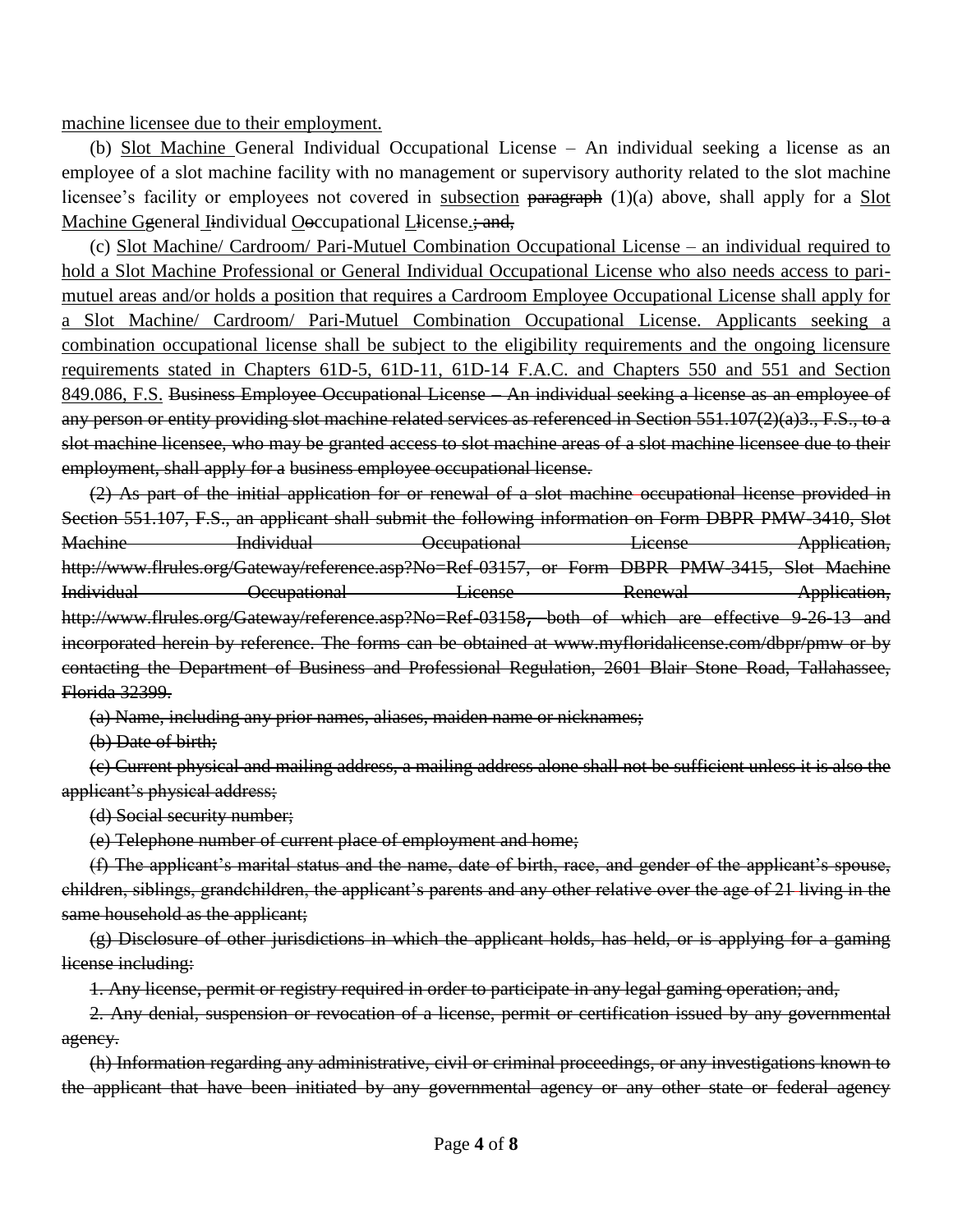<u>machine licensee due to their employment.</u>

(b) <u>Slot Machine</u> General Individual Occupational License – An individual seeking a license as an employee of a slot machine facility with no management or supervisory authority related to the slot machine licensee's facility or employees not covered in <u>subsection</u> ~~paragraph~~ (1)(a) above, shall apply for a <u>Slot Machine G</u>~~g~~eneral <u>I</u>~~i~~ndividual <u>O</u>~~o~~ccupational <u>L</u>~~l~~icense<u>.</u>~~; and,~~

(c) <u>Slot Machine/ Cardroom/ Pari-Mutuel Combination Occupational License – an individual required to hold a Slot Machine Professional or General Individual Occupational License who also needs access to pari-mutuel areas and/or holds a position that requires a Cardroom Employee Occupational License shall apply for a Slot Machine/ Cardroom/ Pari-Mutuel Combination Occupational License. Applicants seeking a combination occupational license shall be subject to the eligibility requirements and the ongoing licensure requirements stated in Chapters 61D-5, 61D-11, 61D-14 F.A.C. and Chapters 550 and 551 and Section 849.086, F.S.</u> ~~Business Employee Occupational License – An individual seeking a license as an employee of any person or entity providing slot machine related services as referenced in Section 551.107(2)(a)3., F.S., to a slot machine licensee, who may be granted access to slot machine areas of a slot machine licensee due to their employment, shall apply for a business employee occupational license.~~

~~(2) As part of the initial application for or renewal of a slot machine occupational license provided in Section 551.107, F.S., an applicant shall submit the following information on Form DBPR PMW-3410, Slot Machine Individual Occupational License Application, http://www.flrules.org/Gateway/reference.asp?No=Ref-03157, or Form DBPR PMW-3415, Slot Machine Individual Occupational License Renewal Application, http://www.flrules.org/Gateway/reference.asp?No=Ref-03158, both of which are effective 9-26-13 and incorporated herein by reference. The forms can be obtained at www.myfloridalicense.com/dbpr/pmw or by contacting the Department of Business and Professional Regulation, 2601 Blair Stone Road, Tallahassee, Florida 32399.~~

~~(a) Name, including any prior names, aliases, maiden name or nicknames;~~

~~(b) Date of birth;~~

~~(c) Current physical and mailing address, a mailing address alone shall not be sufficient unless it is also the applicant's physical address;~~

~~(d) Social security number;~~

~~(e) Telephone number of current place of employment and home;~~

~~(f) The applicant's marital status and the name, date of birth, race, and gender of the applicant's spouse, children, siblings, grandchildren, the applicant's parents and any other relative over the age of 21 living in the same household as the applicant;~~

~~(g) Disclosure of other jurisdictions in which the applicant holds, has held, or is applying for a gaming license including:~~

~~1. Any license, permit or registry required in order to participate in any legal gaming operation; and,~~

~~2. Any denial, suspension or revocation of a license, permit or certification issued by any governmental agency.~~

~~(h) Information regarding any administrative, civil or criminal proceedings, or any investigations known to the applicant that have been initiated by any governmental agency or any other state or federal agency~~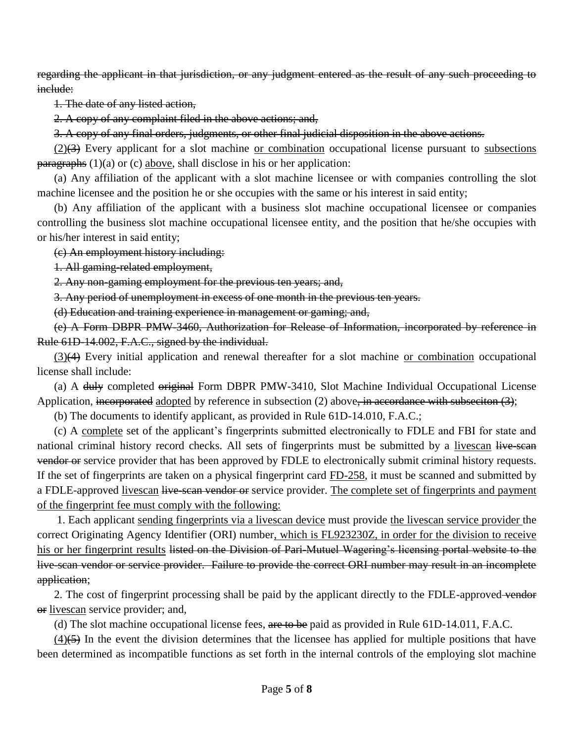~~regarding the applicant in that jurisdiction, or any judgment entered as the result of any such proceeding to include:~~

~~1. The date of any listed action,~~

~~2. A copy of any complaint filed in the above actions; and,~~

~~3. A copy of any final orders, judgments, or other final judicial disposition in the above actions.~~

<u>(2)</u>~~(3)~~ Every applicant for a slot machine <u>or combination</u> occupational license pursuant to <u>subsections</u> ~~paragraphs~~ (1)(a) or (c) <u>above</u>, shall disclose in his or her application:

(a) Any affiliation of the applicant with a slot machine licensee or with companies controlling the slot machine licensee and the position he or she occupies with the same or his interest in said entity;

(b) Any affiliation of the applicant with a business slot machine occupational licensee or companies controlling the business slot machine occupational licensee entity, and the position that he/she occupies with or his/her interest in said entity;

~~(c) An employment history including:~~

~~1. All gaming-related employment,~~

~~2. Any non-gaming employment for the previous ten years; and,~~

~~3. Any period of unemployment in excess of one month in the previous ten years.~~

~~(d) Education and training experience in management or gaming; and,~~

~~(e) A Form DBPR PMW-3460, Authorization for Release of Information, incorporated by reference in Rule 61D-14.002, F.A.C., signed by the individual.~~

<u>(3)</u>~~(4)~~ Every initial application and renewal thereafter for a slot machine <u>or combination</u> occupational license shall include:

(a) A ~~duly~~ completed ~~original~~ Form DBPR PMW-3410, Slot Machine Individual Occupational License Application, ~~incorporated~~ <u>adopted</u> by reference in subsection (2) above~~, in accordance with subseciton (3)~~;

(b) The documents to identify applicant, as provided in Rule 61D-14.010, F.A.C.;

(c) A <u>complete</u> set of the applicant's fingerprints submitted electronically to FDLE and FBI for state and national criminal history record checks. All sets of fingerprints must be submitted by a <u>livescan</u> ~~live-scan vendor or~~ service provider that has been approved by FDLE to electronically submit criminal history requests. If the set of fingerprints are taken on a physical fingerprint card <u>FD-258</u>, it must be scanned and submitted by a FDLE-approved <u>livescan</u> ~~live-scan vendor or~~ service provider. <u>The complete set of fingerprints and payment of the fingerprint fee must comply with the following:</u>

1. Each applicant <u>sending fingerprints via a livescan device</u> must provide <u>the livescan service provider</u> the correct Originating Agency Identifier (ORI) number<u>, which is FL923230Z, in order for the division to receive his or her fingerprint results</u> ~~listed on the Division of Pari-Mutuel Wagering's licensing portal website to the live-scan vendor or service provider. Failure to provide the correct ORI number may result in an incomplete application~~;

2. The cost of fingerprint processing shall be paid by the applicant directly to the FDLE-approved ~~vendor or~~ <u>livescan</u> service provider; and,

(d) The slot machine occupational license fees, ~~are to be~~ paid as provided in Rule 61D-14.011, F.A.C.

<u>(4)</u>~~(5)~~ In the event the division determines that the licensee has applied for multiple positions that have been determined as incompatible functions as set forth in the internal controls of the employing slot machine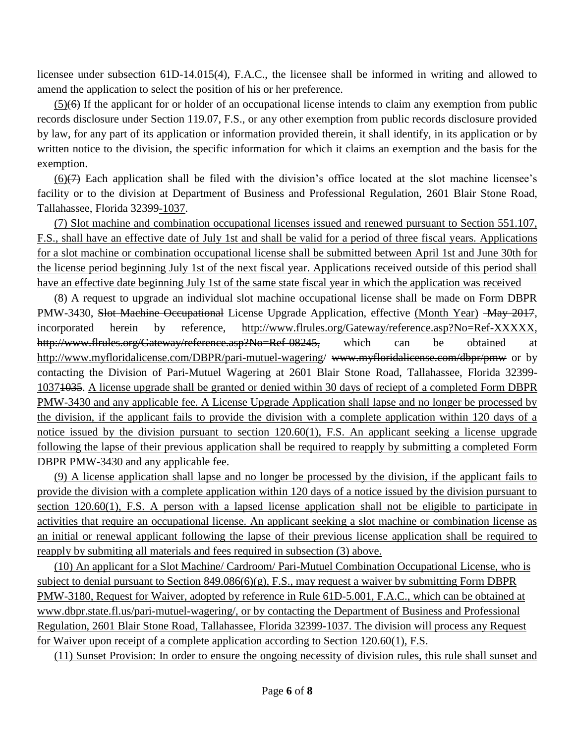licensee under subsection 61D-14.015(4), F.A.C., the licensee shall be informed in writing and allowed to amend the application to select the position of his or her preference.

<u>(5)</u>~~(6)~~ If the applicant for or holder of an occupational license intends to claim any exemption from public records disclosure under Section 119.07, F.S., or any other exemption from public records disclosure provided by law, for any part of its application or information provided therein, it shall identify, in its application or by written notice to the division, the specific information for which it claims an exemption and the basis for the exemption.

<u>(6)</u>~~(7)~~ Each application shall be filed with the division's office located at the slot machine licensee's facility or to the division at Department of Business and Professional Regulation, 2601 Blair Stone Road, Tallahassee, Florida 32399<u>-1037</u>.

<u>(7) Slot machine and combination occupational licenses issued and renewed pursuant to Section 551.107, F.S., shall have an effective date of July 1st and shall be valid for a period of three fiscal years. Applications for a slot machine or combination occupational license shall be submitted between April 1st and June 30th for the license period beginning July 1st of the next fiscal year. Applications received outside of this period shall have an effective date beginning July 1st of the same state fiscal year in which the application was received</u>

(8) A request to upgrade an individual slot machine occupational license shall be made on Form DBPR PMW-3430, ~~Slot Machine Occupational~~ License Upgrade Application, effective <u>(Month Year)</u> ~~May 2017~~, incorporated herein by reference, <u>http://www.flrules.org/Gateway/reference.asp?No=Ref-XXXXX,</u> ~~http://www.flrules.org/Gateway/reference.asp?No=Ref-08245,~~ which can be obtained at <u>http://www.myfloridalicense.com/DBPR/pari-mutuel-wagering/</u> ~~www.myfloridalicense.com/dbpr/pmw~~ or by contacting the Division of Pari-Mutuel Wagering at 2601 Blair Stone Road, Tallahassee, Florida 32399-<u>1037</u>~~1035~~. <u>A license upgrade shall be granted or denied within 30 days of reciept of a completed Form DBPR PMW-3430 and any applicable fee. A License Upgrade Application shall lapse and no longer be processed by the division, if the applicant fails to provide the division with a complete application within 120 days of a notice issued by the division pursuant to section 120.60(1), F.S. An applicant seeking a license upgrade following the lapse of their previous application shall be required to reapply by submitting a completed Form DBPR PMW-3430 and any applicable fee.</u>

<u>(9) A license application shall lapse and no longer be processed by the division, if the applicant fails to provide the division with a complete application within 120 days of a notice issued by the division pursuant to section 120.60(1), F.S. A person with a lapsed license application shall not be eligible to participate in activities that require an occupational license. An applicant seeking a slot machine or combination license as an initial or renewal applicant following the lapse of their previous license application shall be required to reapply by submiting all materials and fees required in subsection (3) above.</u>

<u>(10) An applicant for a Slot Machine/ Cardroom/ Pari-Mutuel Combination Occupational License, who is subject to denial pursuant to Section 849.086(6)(g), F.S., may request a waiver by submitting Form DBPR PMW-3180, Request for Waiver, adopted by reference in Rule 61D-5.001, F.A.C., which can be obtained at www.dbpr.state.fl.us/pari-mutuel-wagering/, or by contacting the Department of Business and Professional Regulation, 2601 Blair Stone Road, Tallahassee, Florida 32399-1037. The division will process any Request for Waiver upon receipt of a complete application according to Section 120.60(1), F.S.</u>

<u>(11) Sunset Provision: In order to ensure the ongoing necessity of division rules, this rule shall sunset and</u>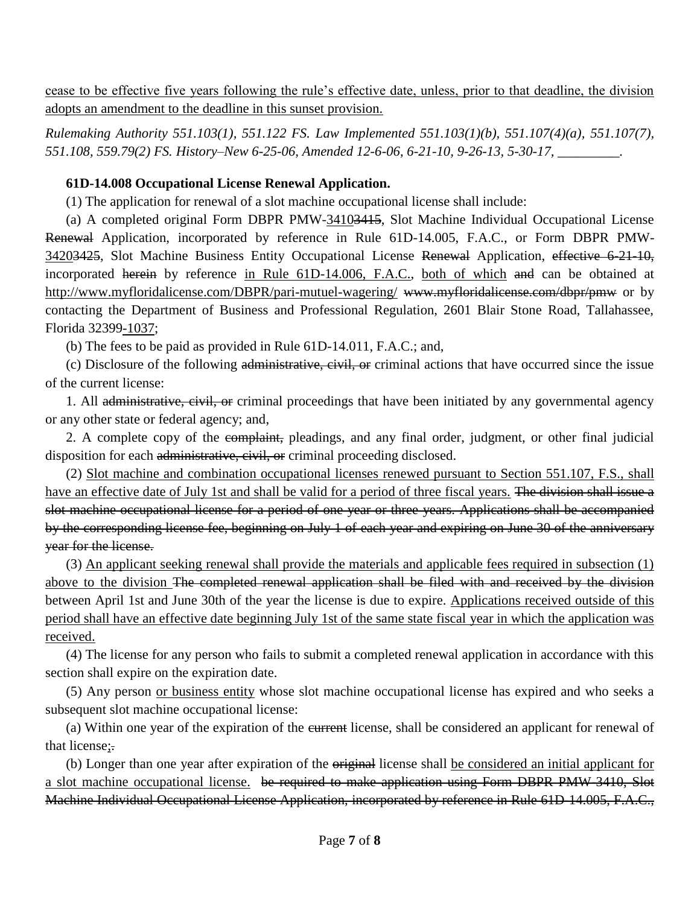cease to be effective five years following the rule's effective date, unless, prior to that deadline, the division adopts an amendment to the deadline in this sunset provision.

*Rulemaking Authority 551.103(1), 551.122 FS. Law Implemented 551.103(1)(b), 551.107(4)(a), 551.107(7), 551.108, 559.79(2) FS. History–New 6-25-06, Amended 12-6-06, 6-21-10, 9-26-13, 5-30-17, \_\_\_\_\_\_\_\_\_.*

**61D-14.008 Occupational License Renewal Application.**

(1) The application for renewal of a slot machine occupational license shall include:

(a) A completed original Form DBPR PMW-3410~~3415~~, Slot Machine Individual Occupational License ~~Renewal~~ Application, incorporated by reference in Rule 61D-14.005, F.A.C., or Form DBPR PMW-3420~~3425~~, Slot Machine Business Entity Occupational License ~~Renewal~~ Application, ~~effective 6-21-10,~~ incorporated ~~herein~~ by reference in Rule 61D-14.006, F.A.C., both of which ~~and~~ can be obtained at http://www.myfloridalicense.com/DBPR/pari-mutuel-wagering/ ~~www.myfloridalicense.com/dbpr/pmw~~ or by contacting the Department of Business and Professional Regulation, 2601 Blair Stone Road, Tallahassee, Florida 32399-1037;

(b) The fees to be paid as provided in Rule 61D-14.011, F.A.C.; and,

(c) Disclosure of the following ~~administrative, civil, or~~ criminal actions that have occurred since the issue of the current license:

1. All ~~administrative, civil, or~~ criminal proceedings that have been initiated by any governmental agency or any other state or federal agency; and,

2. A complete copy of the ~~complaint,~~ pleadings, and any final order, judgment, or other final judicial disposition for each ~~administrative, civil, or~~ criminal proceeding disclosed.

(2) Slot machine and combination occupational licenses renewed pursuant to Section 551.107, F.S., shall have an effective date of July 1st and shall be valid for a period of three fiscal years. ~~The division shall issue a slot machine occupational license for a period of one year or three years. Applications shall be accompanied by the corresponding license fee, beginning on July 1 of each year and expiring on June 30 of the anniversary year for the license.~~

(3) An applicant seeking renewal shall provide the materials and applicable fees required in subsection (1) above to the division ~~The completed renewal application shall be filed with and received by the division~~ between April 1st and June 30th of the year the license is due to expire. Applications received outside of this period shall have an effective date beginning July 1st of the same state fiscal year in which the application was received.

(4) The license for any person who fails to submit a completed renewal application in accordance with this section shall expire on the expiration date.

(5) Any person or business entity whose slot machine occupational license has expired and who seeks a subsequent slot machine occupational license:

(a) Within one year of the expiration of the ~~current~~ license, shall be considered an applicant for renewal of that license;~~.~~

(b) Longer than one year after expiration of the ~~original~~ license shall be considered an initial applicant for a slot machine occupational license. ~~be required to make application using Form DBPR PMW-3410, Slot Machine Individual Occupational License Application, incorporated by reference in Rule 61D-14.005, F.A.C.,~~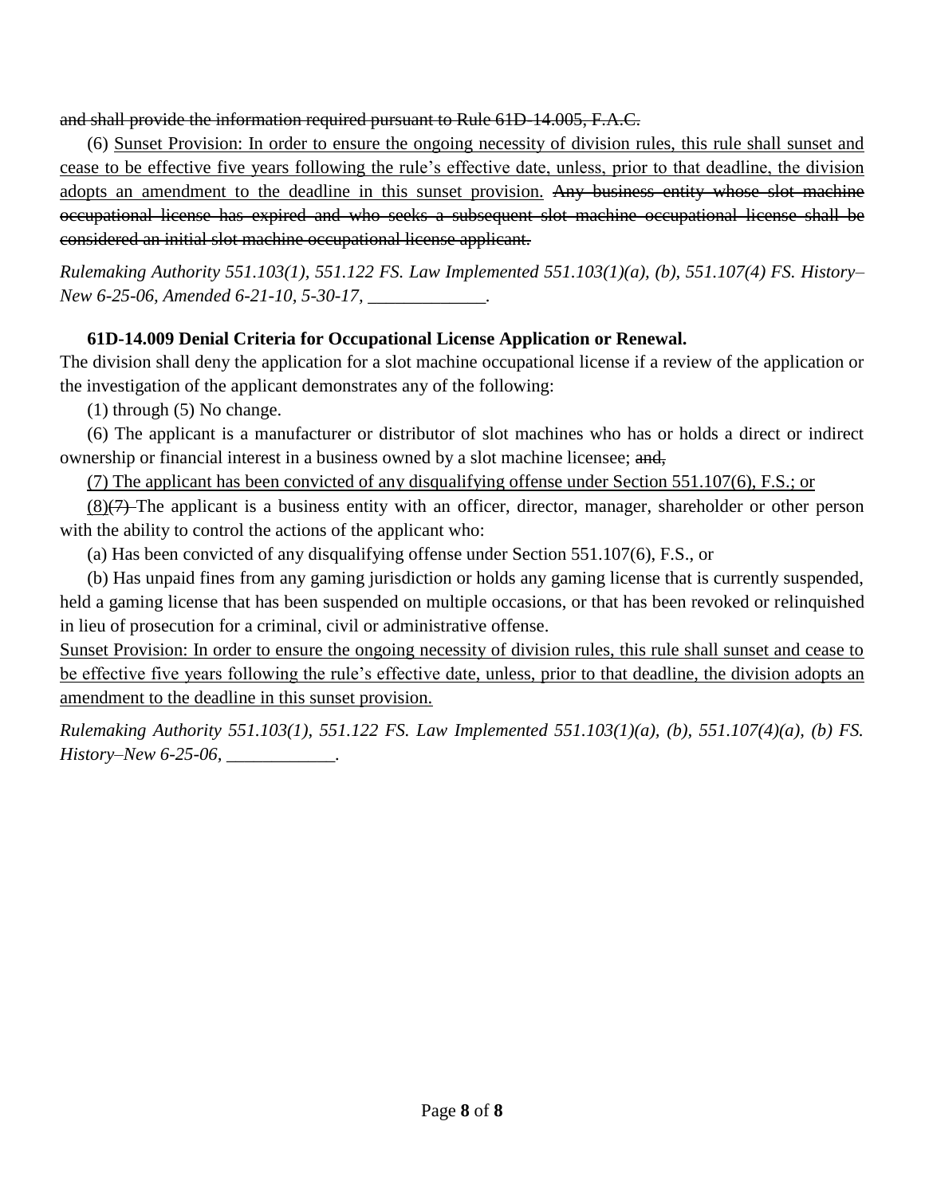~~and shall provide the information required pursuant to Rule 61D-14.005, F.A.C.~~

(6) <u>Sunset Provision: In order to ensure the ongoing necessity of division rules, this rule shall sunset and cease to be effective five years following the rule's effective date, unless, prior to that deadline, the division adopts an amendment to the deadline in this sunset provision.</u> ~~Any business entity whose slot machine occupational license has expired and who seeks a subsequent slot machine occupational license shall be considered an initial slot machine occupational license applicant.~~

*Rulemaking Authority 551.103(1), 551.122 FS. Law Implemented 551.103(1)(a), (b), 551.107(4) FS. History–New 6-25-06, Amended 6-21-10, 5-30-17, _____________.*

**61D-14.009 Denial Criteria for Occupational License Application or Renewal.**

The division shall deny the application for a slot machine occupational license if a review of the application or the investigation of the applicant demonstrates any of the following:

(1) through (5) No change.

(6) The applicant is a manufacturer or distributor of slot machines who has or holds a direct or indirect ownership or financial interest in a business owned by a slot machine licensee; ~~and,~~

<u>(7) The applicant has been convicted of any disqualifying offense under Section 551.107(6), F.S.; or</u>

<u>(8)</u>~~(7)~~ The applicant is a business entity with an officer, director, manager, shareholder or other person with the ability to control the actions of the applicant who:

(a) Has been convicted of any disqualifying offense under Section 551.107(6), F.S., or

(b) Has unpaid fines from any gaming jurisdiction or holds any gaming license that is currently suspended, held a gaming license that has been suspended on multiple occasions, or that has been revoked or relinquished in lieu of prosecution for a criminal, civil or administrative offense.

<u>Sunset Provision: In order to ensure the ongoing necessity of division rules, this rule shall sunset and cease to be effective five years following the rule's effective date, unless, prior to that deadline, the division adopts an amendment to the deadline in this sunset provision.</u>

*Rulemaking Authority 551.103(1), 551.122 FS. Law Implemented 551.103(1)(a), (b), 551.107(4)(a), (b) FS. History–New 6-25-06, ____________.*